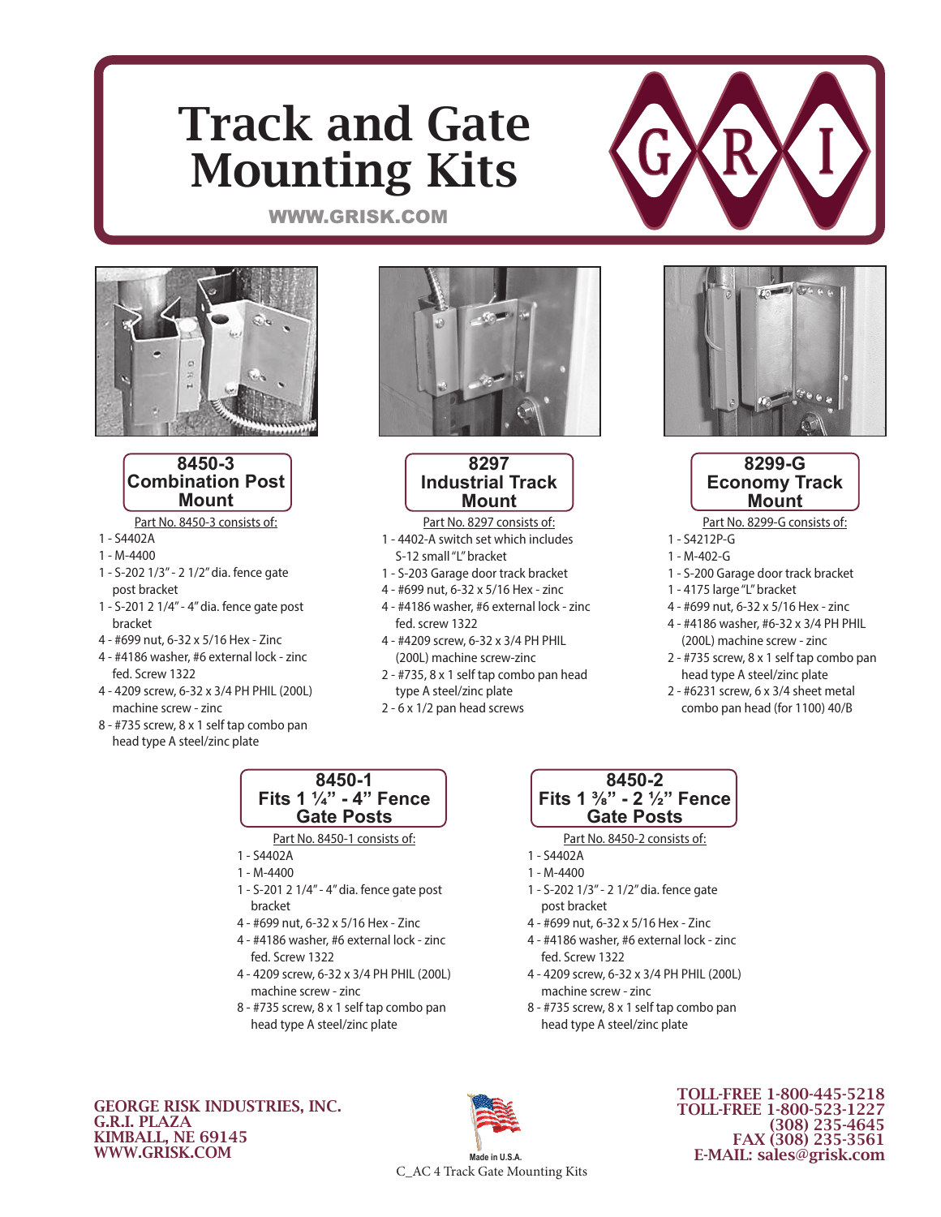# Track and Gate Mounting Kits

WWW.GRISK.COM

## 8450-3 Combination Post Mount

Part No. 8450-3 consists of:

- 1 - S4402A
- 1 - M-4400
- 1 - S-202 1/3" - 2 1/2" dia. fence gate post bracket
- 1 - S-201 2 1/4" - 4" dia. fence gate post bracket
- 4 - #699 nut, 6-32 x 5/16 Hex - Zinc
- 4 - #4186 washer, #6 external lock - zinc fed. Screw 1322
- 4 - 4209 screw, 6-32 x 3/4 PH PHIL (200L) machine screw - zinc
- 8 - #735 screw, 8 x 1 self tap combo pan head type A steel/zinc plate

## 8297 Industrial Track Mount

Part No. 8297 consists of:

- 1 - 4402-A switch set which includes S-12 small "L" bracket
- 1 - S-203 Garage door track bracket
- 4 - #699 nut, 6-32 x 5/16 Hex - zinc
- 4 - #4186 washer, #6 external lock - zinc fed. screw 1322
- 4 - #4209 screw, 6-32 x 3/4 PH PHIL (200L) machine screw-zinc
- 2 - #735, 8 x 1 self tap combo pan head type A steel/zinc plate
- 2 - 6 x 1/2 pan head screws

## 8299-G Economy Track Mount

Part No. 8299-G consists of:

- 1 - S4212P-G
- 1 - M-402-G
- 1 - S-200 Garage door track bracket
- 1 - 4175 large "L" bracket
- 4 - #699 nut, 6-32 x 5/16 Hex - zinc
- 4 - #4186 washer, #6-32 x 3/4 PH PHIL (200L) machine screw - zinc
- 2 - #735 screw, 8 x 1 self tap combo pan head type A steel/zinc plate
- 2 - #6231 screw, 6 x 3/4 sheet metal combo pan head (for 1100) 40/B

## 8450-1 Fits 1 ¼" - 4" Fence Gate Posts

Part No. 8450-1 consists of:

- 1 - S4402A
- 1 - M-4400
- 1 - S-201 2 1/4" - 4" dia. fence gate post bracket
- 4 - #699 nut, 6-32 x 5/16 Hex - Zinc
- 4 - #4186 washer, #6 external lock - zinc fed. Screw 1322
- 4 - 4209 screw, 6-32 x 3/4 PH PHIL (200L) machine screw - zinc
- 8 - #735 screw, 8 x 1 self tap combo pan head type A steel/zinc plate

## 8450-2 Fits 1 ⅜" - 2 ½" Fence Gate Posts

Part No. 8450-2 consists of:

- 1 - S4402A
- 1 - M-4400
- 1 - S-202 1/3" - 2 1/2" dia. fence gate post bracket
- 4 - #699 nut, 6-32 x 5/16 Hex - Zinc
- 4 - #4186 washer, #6 external lock - zinc fed. Screw 1322
- 4 - 4209 screw, 6-32 x 3/4 PH PHIL (200L) machine screw - zinc
- 8 - #735 screw, 8 x 1 self tap combo pan head type A steel/zinc plate

**GEORGE RISK INDUSTRIES, INC.**
**G.R.I. PLAZA**
**KIMBALL, NE 69145**
**WWW.GRISK.COM**

Made in U.S.A.

C_AC 4 Track Gate Mounting Kits

**TOLL-FREE 1-800-445-5218**
**TOLL-FREE 1-800-523-1227**
**(308) 235-4645**
**FAX (308) 235-3561**
**E-MAIL: sales@grisk.com**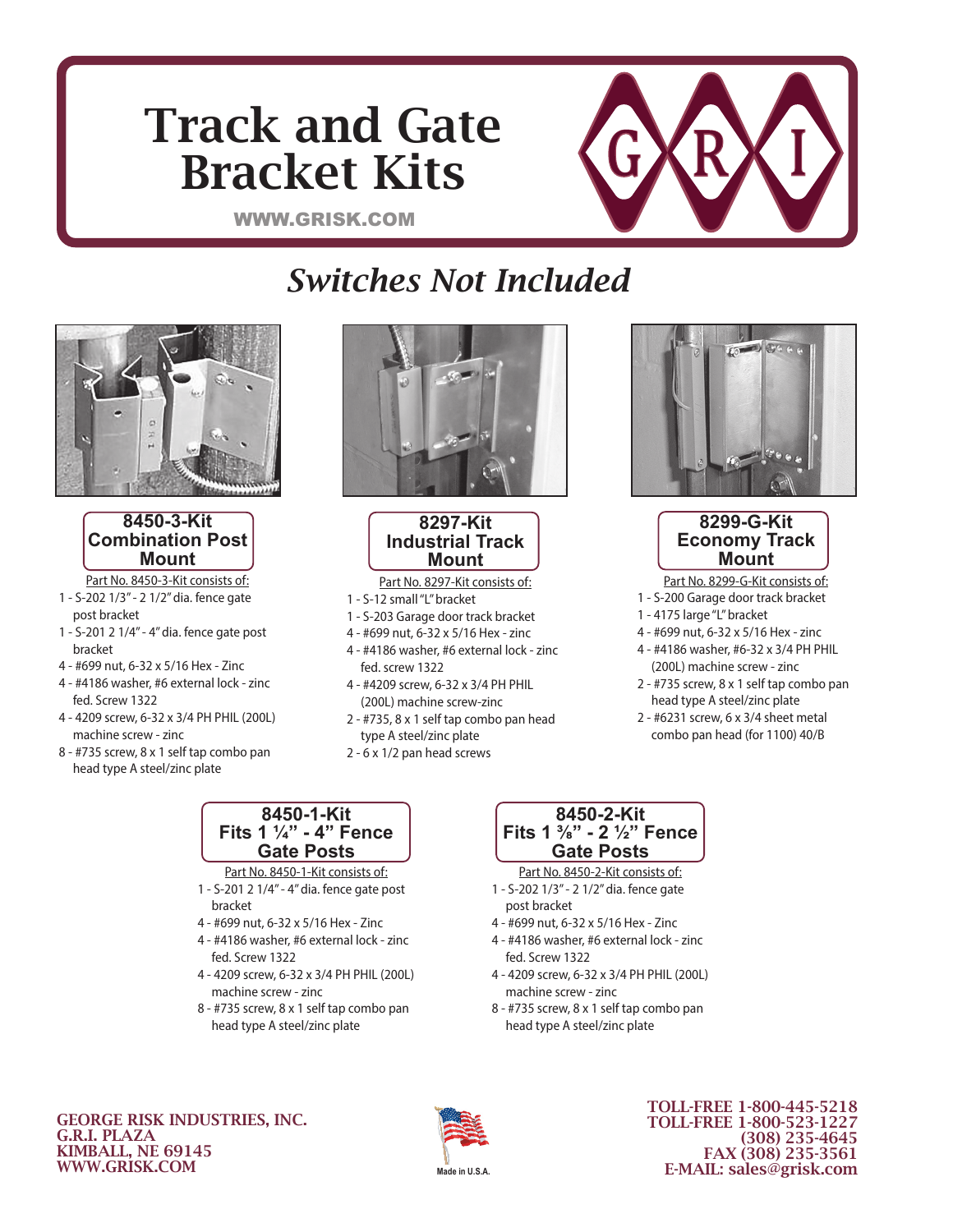# Track and Gate Bracket Kits

WWW.GRISK.COM

## *Switches Not Included*

### 8450-3-Kit Combination Post Mount

Part No. 8450-3-Kit consists of:

- 1 - S-202 1/3" - 2 1/2" dia. fence gate post bracket
- 1 - S-201 2 1/4" - 4" dia. fence gate post bracket
- 4 - #699 nut, 6-32 x 5/16 Hex - Zinc
- 4 - #4186 washer, #6 external lock - zinc fed. Screw 1322
- 4 - 4209 screw, 6-32 x 3/4 PH PHIL (200L) machine screw - zinc
- 8 - #735 screw, 8 x 1 self tap combo pan head type A steel/zinc plate

### 8297-Kit Industrial Track Mount

Part No. 8297-Kit consists of:

- 1 - S-12 small "L" bracket
- 1 - S-203 Garage door track bracket
- 4 - #699 nut, 6-32 x 5/16 Hex - zinc
- 4 - #4186 washer, #6 external lock - zinc fed. screw 1322
- 4 - #4209 screw, 6-32 x 3/4 PH PHIL (200L) machine screw-zinc
- 2 - #735, 8 x 1 self tap combo pan head type A steel/zinc plate
- 2 - 6 x 1/2 pan head screws

### 8299-G-Kit Economy Track Mount

Part No. 8299-G-Kit consists of:

- 1 - S-200 Garage door track bracket
- 1 - 4175 large "L" bracket
- 4 - #699 nut, 6-32 x 5/16 Hex - zinc
- 4 - #4186 washer, #6-32 x 3/4 PH PHIL (200L) machine screw - zinc
- 2 - #735 screw, 8 x 1 self tap combo pan head type A steel/zinc plate
- 2 - #6231 screw, 6 x 3/4 sheet metal combo pan head (for 1100) 40/B

### 8450-1-Kit Fits 1 ¼" - 4" Fence Gate Posts

Part No. 8450-1-Kit consists of:

- 1 - S-201 2 1/4" - 4" dia. fence gate post bracket
- 4 - #699 nut, 6-32 x 5/16 Hex - Zinc
- 4 - #4186 washer, #6 external lock - zinc fed. Screw 1322
- 4 - 4209 screw, 6-32 x 3/4 PH PHIL (200L) machine screw - zinc
- 8 - #735 screw, 8 x 1 self tap combo pan head type A steel/zinc plate

### 8450-2-Kit Fits 1 ⅜" - 2 ½" Fence Gate Posts

Part No. 8450-2-Kit consists of:

- 1 - S-202 1/3" - 2 1/2" dia. fence gate post bracket
- 4 - #699 nut, 6-32 x 5/16 Hex - Zinc
- 4 - #4186 washer, #6 external lock - zinc fed. Screw 1322
- 4 - 4209 screw, 6-32 x 3/4 PH PHIL (200L) machine screw - zinc
- 8 - #735 screw, 8 x 1 self tap combo pan head type A steel/zinc plate

GEORGE RISK INDUSTRIES, INC.
G.R.I. PLAZA
KIMBALL, NE 69145
WWW.GRISK.COM

Made in U.S.A.

TOLL-FREE 1-800-445-5218
TOLL-FREE 1-800-523-1227
(308) 235-4645
FAX (308) 235-3561
E-MAIL: sales@grisk.com